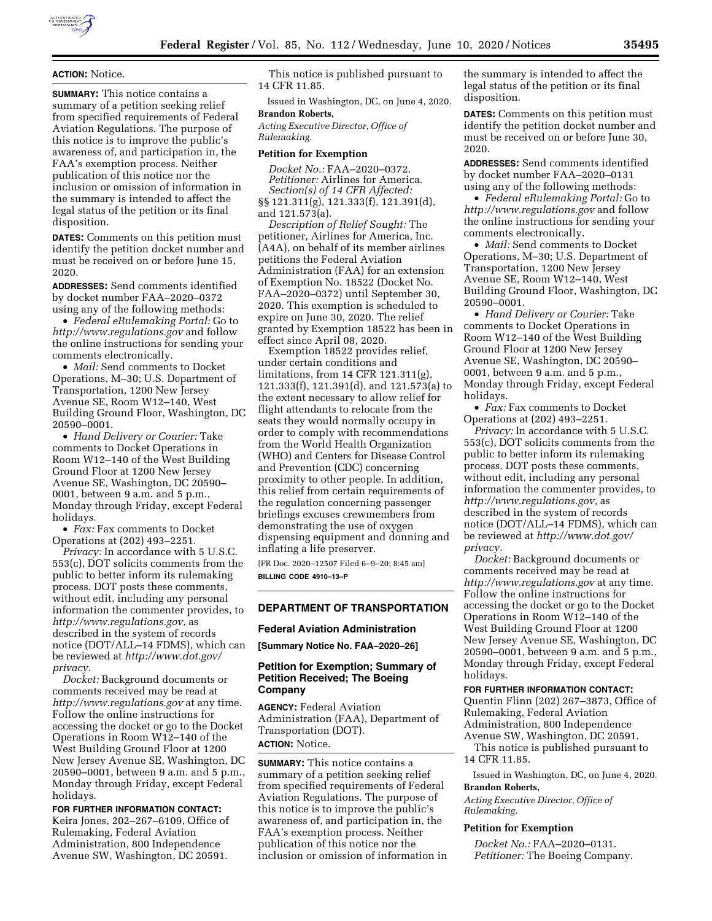**ACTION:** Notice.

**SUMMARY:** This notice contains a summary of a petition seeking relief from specified requirements of Federal Aviation Regulations. The purpose of this notice is to improve the public's awareness of, and participation in, the FAA's exemption process. Neither publication of this notice nor the inclusion or omission of information in the summary is intended to affect the legal status of the petition or its final disposition.

**DATES:** Comments on this petition must identify the petition docket number and must be received on or before June 15, 2020.

**ADDRESSES:** Send comments identified by docket number FAA–2020–0372 using any of the following methods:

- *Federal eRulemaking Portal:* Go to *http://www.regulations.gov* and follow the online instructions for sending your comments electronically.
- *Mail:* Send comments to Docket Operations, M–30; U.S. Department of Transportation, 1200 New Jersey Avenue SE, Room W12–140, West Building Ground Floor, Washington, DC 20590–0001.
- *Hand Delivery or Courier:* Take comments to Docket Operations in Room W12–140 of the West Building Ground Floor at 1200 New Jersey Avenue SE, Washington, DC 20590–0001, between 9 a.m. and 5 p.m., Monday through Friday, except Federal holidays.
- *Fax:* Fax comments to Docket Operations at (202) 493–2251.

*Privacy:* In accordance with 5 U.S.C. 553(c), DOT solicits comments from the public to better inform its rulemaking process. DOT posts these comments, without edit, including any personal information the commenter provides, to *http://www.regulations.gov,* as described in the system of records notice (DOT/ALL–14 FDMS), which can be reviewed at *http://www.dot.gov/privacy.*

*Docket:* Background documents or comments received may be read at *http://www.regulations.gov* at any time. Follow the online instructions for accessing the docket or go to the Docket Operations in Room W12–140 of the West Building Ground Floor at 1200 New Jersey Avenue SE, Washington, DC 20590–0001, between 9 a.m. and 5 p.m., Monday through Friday, except Federal holidays.

**FOR FURTHER INFORMATION CONTACT:** Keira Jones, 202–267–6109, Office of Rulemaking, Federal Aviation Administration, 800 Independence Avenue SW, Washington, DC 20591.

This notice is published pursuant to 14 CFR 11.85.

Issued in Washington, DC, on June 4, 2020.

**Brandon Roberts,**

*Acting Executive Director, Office of Rulemaking.*

**Petition for Exemption**

*Docket No.:* FAA–2020–0372.

*Petitioner:* Airlines for America.

*Section(s) of 14 CFR Affected:* §§ 121.311(g), 121.333(f), 121.391(d), and 121.573(a).

*Description of Relief Sought:* The petitioner, Airlines for America, Inc. (A4A), on behalf of its member airlines petitions the Federal Aviation Administration (FAA) for an extension of Exemption No. 18522 (Docket No. FAA–2020–0372) until September 30, 2020. This exemption is scheduled to expire on June 30, 2020. The relief granted by Exemption 18522 has been in effect since April 08, 2020.

Exemption 18522 provides relief, under certain conditions and limitations, from 14 CFR 121.311(g), 121.333(f), 121.391(d), and 121.573(a) to the extent necessary to allow relief for flight attendants to relocate from the seats they would normally occupy in order to comply with recommendations from the World Health Organization (WHO) and Centers for Disease Control and Prevention (CDC) concerning proximity to other people. In addition, this relief from certain requirements of the regulation concerning passenger briefings excuses crewmembers from demonstrating the use of oxygen dispensing equipment and donning and inflating a life preserver.

[FR Doc. 2020–12507 Filed 6–9–20; 8:45 am]

**BILLING CODE 4910–13–P**

## DEPARTMENT OF TRANSPORTATION

### Federal Aviation Administration

**[Summary Notice No. FAA–2020–26]**

### Petition for Exemption; Summary of Petition Received; The Boeing Company

**AGENCY:** Federal Aviation Administration (FAA), Department of Transportation (DOT).

**ACTION:** Notice.

**SUMMARY:** This notice contains a summary of a petition seeking relief from specified requirements of Federal Aviation Regulations. The purpose of this notice is to improve the public's awareness of, and participation in, the FAA's exemption process. Neither publication of this notice nor the inclusion or omission of information in the summary is intended to affect the legal status of the petition or its final disposition.

**DATES:** Comments on this petition must identify the petition docket number and must be received on or before June 30, 2020.

**ADDRESSES:** Send comments identified by docket number FAA–2020–0131 using any of the following methods:

- *Federal eRulemaking Portal:* Go to *http://www.regulations.gov* and follow the online instructions for sending your comments electronically.
- *Mail:* Send comments to Docket Operations, M–30; U.S. Department of Transportation, 1200 New Jersey Avenue SE, Room W12–140, West Building Ground Floor, Washington, DC 20590–0001.
- *Hand Delivery or Courier:* Take comments to Docket Operations in Room W12–140 of the West Building Ground Floor at 1200 New Jersey Avenue SE, Washington, DC 20590–0001, between 9 a.m. and 5 p.m., Monday through Friday, except Federal holidays.
- *Fax:* Fax comments to Docket Operations at (202) 493–2251.

*Privacy:* In accordance with 5 U.S.C. 553(c), DOT solicits comments from the public to better inform its rulemaking process. DOT posts these comments, without edit, including any personal information the commenter provides, to *http://www.regulations.gov,* as described in the system of records notice (DOT/ALL–14 FDMS), which can be reviewed at *http://www.dot.gov/privacy.*

*Docket:* Background documents or comments received may be read at *http://www.regulations.gov* at any time. Follow the online instructions for accessing the docket or go to the Docket Operations in Room W12–140 of the West Building Ground Floor at 1200 New Jersey Avenue SE, Washington, DC 20590–0001, between 9 a.m. and 5 p.m., Monday through Friday, except Federal holidays.

**FOR FURTHER INFORMATION CONTACT:** Quentin Flinn (202) 267–3873, Office of Rulemaking, Federal Aviation Administration, 800 Independence Avenue SW, Washington, DC 20591.

This notice is published pursuant to 14 CFR 11.85.

Issued in Washington, DC, on June 4, 2020.

**Brandon Roberts,**

*Acting Executive Director, Office of Rulemaking.*

**Petition for Exemption**

*Docket No.:* FAA–2020–0131.

*Petitioner:* The Boeing Company.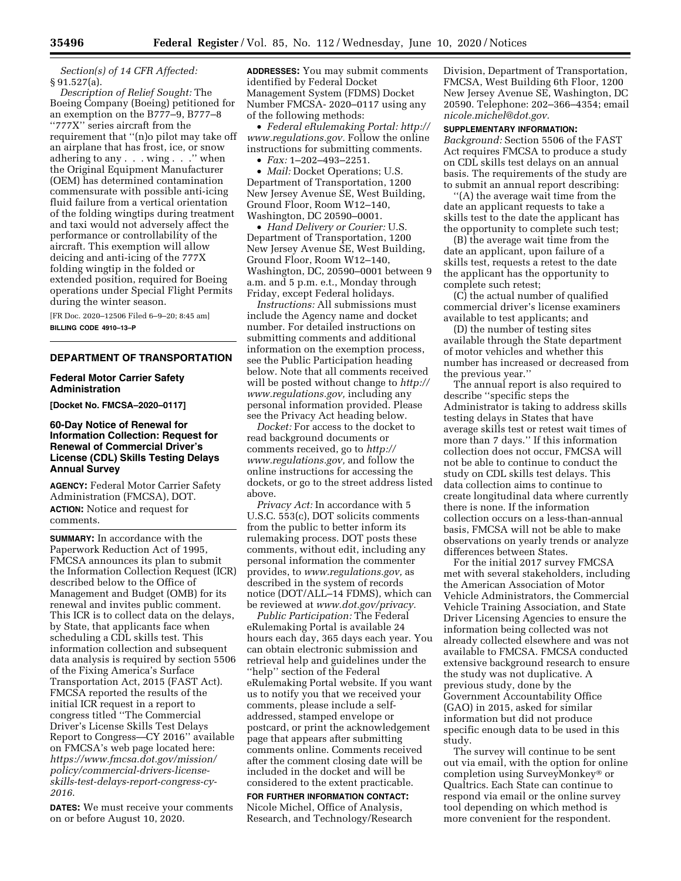*Section(s) of 14 CFR Affected:* § 91.527(a).

*Description of Relief Sought:* The Boeing Company (Boeing) petitioned for an exemption on the B777–9, B777–8 ''777X'' series aircraft from the requirement that ''(n)o pilot may take off an airplane that has frost, ice, or snow adhering to any . . . wing . . .'' when the Original Equipment Manufacturer (OEM) has determined contamination commensurate with possible anti-icing fluid failure from a vertical orientation of the folding wingtips during treatment and taxi would not adversely affect the performance or controllability of the aircraft. This exemption will allow deicing and anti-icing of the 777X folding wingtip in the folded or extended position, required for Boeing operations under Special Flight Permits during the winter season.

[FR Doc. 2020–12506 Filed 6–9–20; 8:45 am]

**BILLING CODE 4910–13–P**

## DEPARTMENT OF TRANSPORTATION

### Federal Motor Carrier Safety Administration

**[Docket No. FMCSA–2020–0117]**

### 60-Day Notice of Renewal for Information Collection: Request for Renewal of Commercial Driver's License (CDL) Skills Testing Delays Annual Survey

**AGENCY:** Federal Motor Carrier Safety Administration (FMCSA), DOT.

**ACTION:** Notice and request for comments.

**SUMMARY:** In accordance with the Paperwork Reduction Act of 1995, FMCSA announces its plan to submit the Information Collection Request (ICR) described below to the Office of Management and Budget (OMB) for its renewal and invites public comment. This ICR is to collect data on the delays, by State, that applicants face when scheduling a CDL skills test. This information collection and subsequent data analysis is required by section 5506 of the Fixing America's Surface Transportation Act, 2015 (FAST Act). FMCSA reported the results of the initial ICR request in a report to congress titled ''The Commercial Driver's License Skills Test Delays Report to Congress—CY 2016'' available on FMCSA's web page located here: *https://www.fmcsa.dot.gov/mission/policy/commercial-drivers-license-skills-test-delays-report-congress-cy-2016*.

**DATES:** We must receive your comments on or before August 10, 2020.

**ADDRESSES:** You may submit comments identified by Federal Docket Management System (FDMS) Docket Number FMCSA- 2020–0117 using any of the following methods:

- *Federal eRulemaking Portal: http://www.regulations.gov.* Follow the online instructions for submitting comments.
- *Fax:* 1–202–493–2251.
- *Mail:* Docket Operations; U.S. Department of Transportation, 1200 New Jersey Avenue SE, West Building, Ground Floor, Room W12–140, Washington, DC 20590–0001.
- *Hand Delivery or Courier:* U.S. Department of Transportation, 1200 New Jersey Avenue SE, West Building, Ground Floor, Room W12–140, Washington, DC, 20590–0001 between 9 a.m. and 5 p.m. e.t., Monday through Friday, except Federal holidays.

*Instructions:* All submissions must include the Agency name and docket number. For detailed instructions on submitting comments and additional information on the exemption process, see the Public Participation heading below. Note that all comments received will be posted without change to *http://www.regulations.gov,* including any personal information provided. Please see the Privacy Act heading below.

*Docket:* For access to the docket to read background documents or comments received, go to *http://www.regulations.gov,* and follow the online instructions for accessing the dockets, or go to the street address listed above.

*Privacy Act:* In accordance with 5 U.S.C. 553(c), DOT solicits comments from the public to better inform its rulemaking process. DOT posts these comments, without edit, including any personal information the commenter provides, to *www.regulations.gov,* as described in the system of records notice (DOT/ALL–14 FDMS), which can be reviewed at *www.dot.gov/privacy.*

*Public Participation:* The Federal eRulemaking Portal is available 24 hours each day, 365 days each year. You can obtain electronic submission and retrieval help and guidelines under the ''help'' section of the Federal eRulemaking Portal website. If you want us to notify you that we received your comments, please include a self-addressed, stamped envelope or postcard, or print the acknowledgement page that appears after submitting comments online. Comments received after the comment closing date will be included in the docket and will be considered to the extent practicable.

**FOR FURTHER INFORMATION CONTACT:** Nicole Michel, Office of Analysis, Research, and Technology/Research Division, Department of Transportation, FMCSA, West Building 6th Floor, 1200 New Jersey Avenue SE, Washington, DC 20590. Telephone: 202–366–4354; email *nicole.michel@dot.gov.*

**SUPPLEMENTARY INFORMATION:**

*Background:* Section 5506 of the FAST Act requires FMCSA to produce a study on CDL skills test delays on an annual basis. The requirements of the study are to submit an annual report describing:

''(A) the average wait time from the date an applicant requests to take a skills test to the date the applicant has the opportunity to complete such test;

(B) the average wait time from the date an applicant, upon failure of a skills test, requests a retest to the date the applicant has the opportunity to complete such retest;

(C) the actual number of qualified commercial driver's license examiners available to test applicants; and

(D) the number of testing sites available through the State department of motor vehicles and whether this number has increased or decreased from the previous year.''

The annual report is also required to describe ''specific steps the Administrator is taking to address skills testing delays in States that have average skills test or retest wait times of more than 7 days.'' If this information collection does not occur, FMCSA will not be able to continue to conduct the study on CDL skills test delays. This data collection aims to continue to create longitudinal data where currently there is none. If the information collection occurs on a less-than-annual basis, FMCSA will not be able to make observations on yearly trends or analyze differences between States.

For the initial 2017 survey FMCSA met with several stakeholders, including the American Association of Motor Vehicle Administrators, the Commercial Vehicle Training Association, and State Driver Licensing Agencies to ensure the information being collected was not already collected elsewhere and was not available to FMCSA. FMCSA conducted extensive background research to ensure the study was not duplicative. A previous study, done by the Government Accountability Office (GAO) in 2015, asked for similar information but did not produce specific enough data to be used in this study.

The survey will continue to be sent out via email, with the option for online completion using SurveyMonkey® or Qualtrics. Each State can continue to respond via email or the online survey tool depending on which method is more convenient for the respondent.